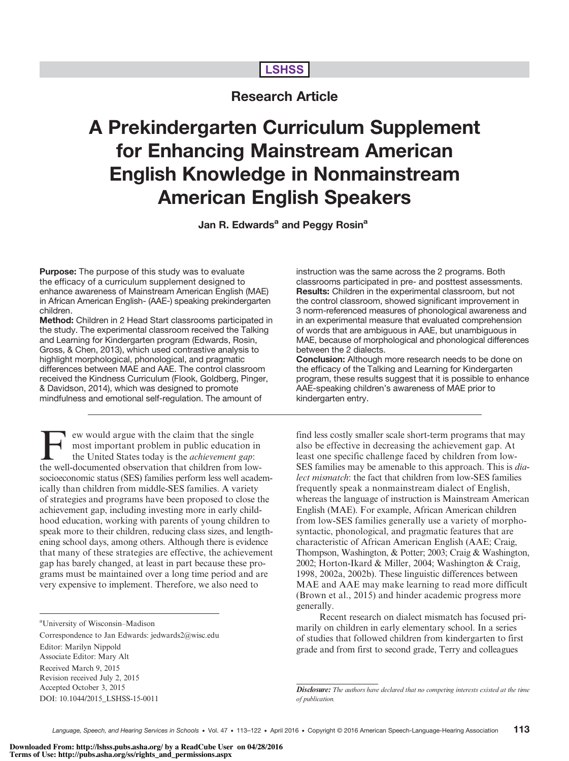LSHSS

## Research Article

# A Prekindergarten Curriculum Supplement for Enhancing Mainstream American English Knowledge in Nonmainstream American English Speakers

**Jan R. Edwards[a] and Peggy Rosin[a]**

**Purpose:** The purpose of this study was to evaluate the efficacy of a curriculum supplement designed to enhance awareness of Mainstream American English (MAE) in African American English- (AAE-) speaking prekindergarten children.

**Method:** Children in 2 Head Start classrooms participated in the study. The experimental classroom received the Talking and Learning for Kindergarten program (Edwards, Rosin, Gross, & Chen, 2013), which used contrastive analysis to highlight morphological, phonological, and pragmatic differences between MAE and AAE. The control classroom received the Kindness Curriculum (Flook, Goldberg, Pinger, & Davidson, 2014), which was designed to promote mindfulness and emotional self-regulation. The amount of instruction was the same across the 2 programs. Both classrooms participated in pre- and posttest assessments.

**Results:** Children in the experimental classroom, but not the control classroom, showed significant improvement in 3 norm-referenced measures of phonological awareness and in an experimental measure that evaluated comprehension of words that are ambiguous in AAE, but unambiguous in MAE, because of morphological and phonological differences between the 2 dialects.

**Conclusion:** Although more research needs to be done on the efficacy of the Talking and Learning for Kindergarten program, these results suggest that it is possible to enhance AAE-speaking children's awareness of MAE prior to kindergarten entry.

Few would argue with the claim that the single most important problem in public education in the United States today is the *achievement gap*: the well-documented observation that children from low-socioeconomic status (SES) families perform less well academically than children from middle-SES families. A variety of strategies and programs have been proposed to close the achievement gap, including investing more in early childhood education, working with parents of young children to speak more to their children, reducing class sizes, and lengthening school days, among others. Although there is evidence that many of these strategies are effective, the achievement gap has barely changed, at least in part because these programs must be maintained over a long time period and are very expensive to implement. Therefore, we also need to find less costly smaller scale short-term programs that may also be effective in decreasing the achievement gap. At least one specific challenge faced by children from low-SES families may be amenable to this approach. This is *dialect mismatch*: the fact that children from low-SES families frequently speak a nonmainstream dialect of English, whereas the language of instruction is Mainstream American English (MAE). For example, African American children from low-SES families generally use a variety of morphosyntactic, phonological, and pragmatic features that are characteristic of African American English (AAE; Craig, Thompson, Washington, & Potter; 2003; Craig & Washington, 2002; Horton-Ikard & Miller, 2004; Washington & Craig, 1998, 2002a, 2002b). These linguistic differences between MAE and AAE may make learning to read more difficult (Brown et al., 2015) and hinder academic progress more generally.

Recent research on dialect mismatch has focused primarily on children in early elementary school. In a series of studies that followed children from kindergarten to first grade and from first to second grade, Terry and colleagues

[a]University of Wisconsin–Madison

Correspondence to Jan Edwards: jedwards2@wisc.edu

Editor: Marilyn Nippold

Associate Editor: Mary Alt

Received March 9, 2015

Revision received July 2, 2015

Accepted October 3, 2015

DOI: 10.1044/2015_LSHSS-15-0011

*Disclosure: The authors have declared that no competing interests existed at the time of publication.*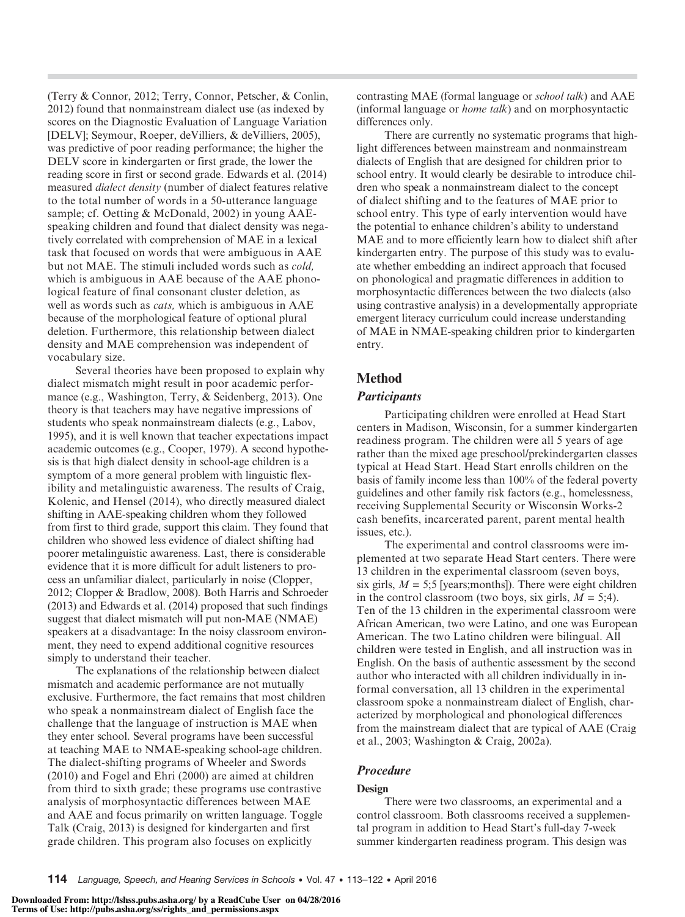(Terry & Connor, 2012; Terry, Connor, Petscher, & Conlin, 2012) found that nonmainstream dialect use (as indexed by scores on the Diagnostic Evaluation of Language Variation [DELV]; Seymour, Roeper, deVilliers, & deVilliers, 2005), was predictive of poor reading performance; the higher the DELV score in kindergarten or first grade, the lower the reading score in first or second grade. Edwards et al. (2014) measured *dialect density* (number of dialect features relative to the total number of words in a 50-utterance language sample; cf. Oetting & McDonald, 2002) in young AAE-speaking children and found that dialect density was negatively correlated with comprehension of MAE in a lexical task that focused on words that were ambiguous in AAE but not MAE. The stimuli included words such as *cold,* which is ambiguous in AAE because of the AAE phonological feature of final consonant cluster deletion, as well as words such as *cats,* which is ambiguous in AAE because of the morphological feature of optional plural deletion. Furthermore, this relationship between dialect density and MAE comprehension was independent of vocabulary size.

Several theories have been proposed to explain why dialect mismatch might result in poor academic performance (e.g., Washington, Terry, & Seidenberg, 2013). One theory is that teachers may have negative impressions of students who speak nonmainstream dialects (e.g., Labov, 1995), and it is well known that teacher expectations impact academic outcomes (e.g., Cooper, 1979). A second hypothesis is that high dialect density in school-age children is a symptom of a more general problem with linguistic flexibility and metalinguistic awareness. The results of Craig, Kolenic, and Hensel (2014), who directly measured dialect shifting in AAE-speaking children whom they followed from first to third grade, support this claim. They found that children who showed less evidence of dialect shifting had poorer metalinguistic awareness. Last, there is considerable evidence that it is more difficult for adult listeners to process an unfamiliar dialect, particularly in noise (Clopper, 2012; Clopper & Bradlow, 2008). Both Harris and Schroeder (2013) and Edwards et al. (2014) proposed that such findings suggest that dialect mismatch will put non-MAE (NMAE) speakers at a disadvantage: In the noisy classroom environment, they need to expend additional cognitive resources simply to understand their teacher.

The explanations of the relationship between dialect mismatch and academic performance are not mutually exclusive. Furthermore, the fact remains that most children who speak a nonmainstream dialect of English face the challenge that the language of instruction is MAE when they enter school. Several programs have been successful at teaching MAE to NMAE-speaking school-age children. The dialect-shifting programs of Wheeler and Swords (2010) and Fogel and Ehri (2000) are aimed at children from third to sixth grade; these programs use contrastive analysis of morphosyntactic differences between MAE and AAE and focus primarily on written language. Toggle Talk (Craig, 2013) is designed for kindergarten and first grade children. This program also focuses on explicitly contrasting MAE (formal language or *school talk*) and AAE (informal language or *home talk*) and on morphosyntactic differences only.

There are currently no systematic programs that highlight differences between mainstream and nonmainstream dialects of English that are designed for children prior to school entry. It would clearly be desirable to introduce children who speak a nonmainstream dialect to the concept of dialect shifting and to the features of MAE prior to school entry. This type of early intervention would have the potential to enhance children's ability to understand MAE and to more efficiently learn how to dialect shift after kindergarten entry. The purpose of this study was to evaluate whether embedding an indirect approach that focused on phonological and pragmatic differences in addition to morphosyntactic differences between the two dialects (also using contrastive analysis) in a developmentally appropriate emergent literacy curriculum could increase understanding of MAE in NMAE-speaking children prior to kindergarten entry.

## Method

### Participants

Participating children were enrolled at Head Start centers in Madison, Wisconsin, for a summer kindergarten readiness program. The children were all 5 years of age rather than the mixed age preschool/prekindergarten classes typical at Head Start. Head Start enrolls children on the basis of family income less than 100% of the federal poverty guidelines and other family risk factors (e.g., homelessness, receiving Supplemental Security or Wisconsin Works-2 cash benefits, incarcerated parent, parent mental health issues, etc.).

The experimental and control classrooms were implemented at two separate Head Start centers. There were 13 children in the experimental classroom (seven boys, six girls, $M$ = 5;5 [years;months]). There were eight children in the control classroom (two boys, six girls, $M$ = 5;4). Ten of the 13 children in the experimental classroom were African American, two were Latino, and one was European American. The two Latino children were bilingual. All children were tested in English, and all instruction was in English. On the basis of authentic assessment by the second author who interacted with all children individually in informal conversation, all 13 children in the experimental classroom spoke a nonmainstream dialect of English, characterized by morphological and phonological differences from the mainstream dialect that are typical of AAE (Craig et al., 2003; Washington & Craig, 2002a).

### Procedure

#### Design

There were two classrooms, an experimental and a control classroom. Both classrooms received a supplemental program in addition to Head Start's full-day 7-week summer kindergarten readiness program. This design was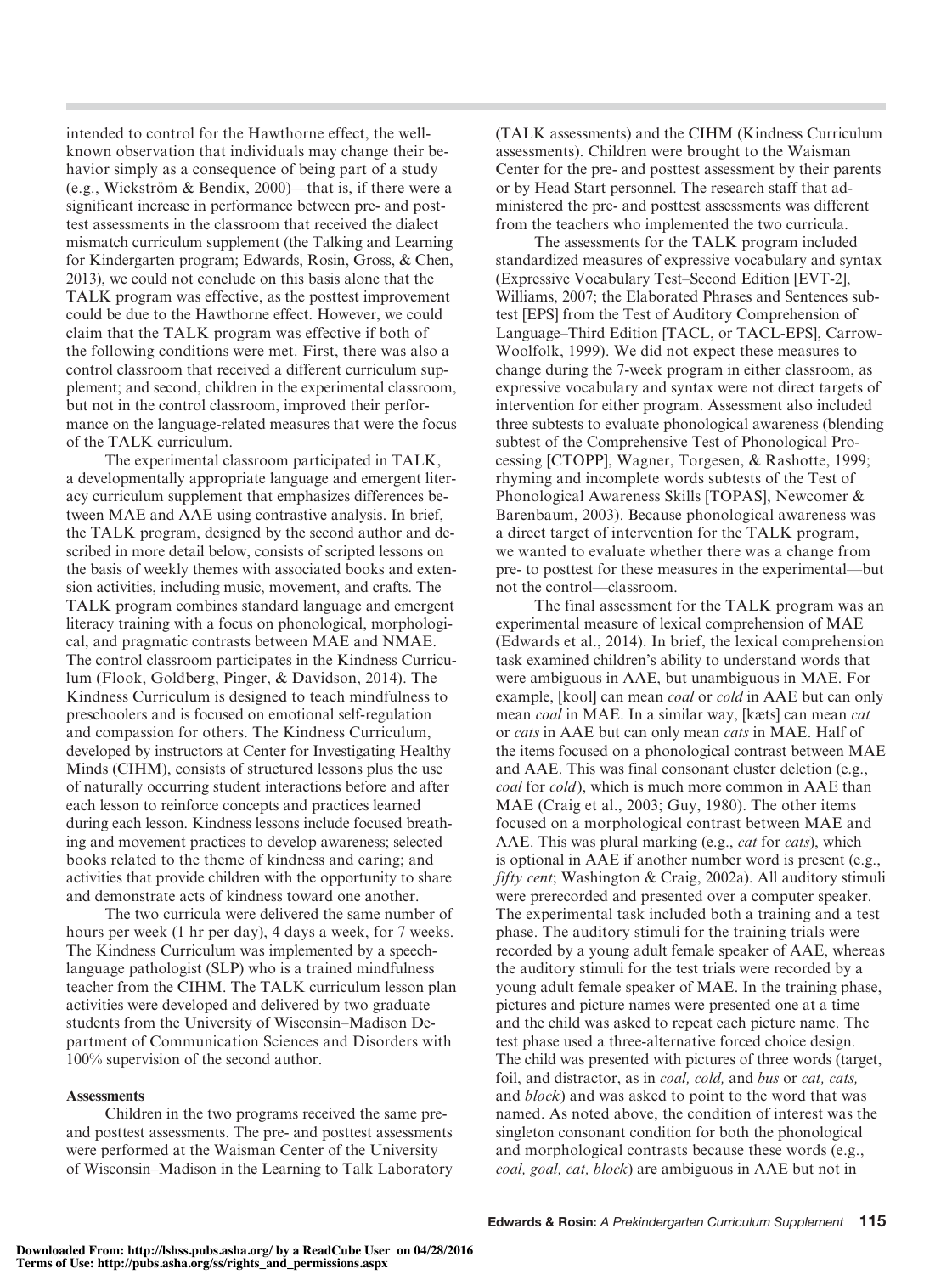intended to control for the Hawthorne effect, the well-known observation that individuals may change their behavior simply as a consequence of being part of a study (e.g., Wickström & Bendix, 2000)—that is, if there were a significant increase in performance between pre- and posttest assessments in the classroom that received the dialect mismatch curriculum supplement (the Talking and Learning for Kindergarten program; Edwards, Rosin, Gross, & Chen, 2013), we could not conclude on this basis alone that the TALK program was effective, as the posttest improvement could be due to the Hawthorne effect. However, we could claim that the TALK program was effective if both of the following conditions were met. First, there was also a control classroom that received a different curriculum supplement; and second, children in the experimental classroom, but not in the control classroom, improved their performance on the language-related measures that were the focus of the TALK curriculum.

The experimental classroom participated in TALK, a developmentally appropriate language and emergent literacy curriculum supplement that emphasizes differences between MAE and AAE using contrastive analysis. In brief, the TALK program, designed by the second author and described in more detail below, consists of scripted lessons on the basis of weekly themes with associated books and extension activities, including music, movement, and crafts. The TALK program combines standard language and emergent literacy training with a focus on phonological, morphological, and pragmatic contrasts between MAE and NMAE. The control classroom participates in the Kindness Curriculum (Flook, Goldberg, Pinger, & Davidson, 2014). The Kindness Curriculum is designed to teach mindfulness to preschoolers and is focused on emotional self-regulation and compassion for others. The Kindness Curriculum, developed by instructors at Center for Investigating Healthy Minds (CIHM), consists of structured lessons plus the use of naturally occurring student interactions before and after each lesson to reinforce concepts and practices learned during each lesson. Kindness lessons include focused breathing and movement practices to develop awareness; selected books related to the theme of kindness and caring; and activities that provide children with the opportunity to share and demonstrate acts of kindness toward one another.

The two curricula were delivered the same number of hours per week (1 hr per day), 4 days a week, for 7 weeks. The Kindness Curriculum was implemented by a speech-language pathologist (SLP) who is a trained mindfulness teacher from the CIHM. The TALK curriculum lesson plan activities were developed and delivered by two graduate students from the University of Wisconsin–Madison Department of Communication Sciences and Disorders with 100% supervision of the second author.

### Assessments

Children in the two programs received the same pre- and posttest assessments. The pre- and posttest assessments were performed at the Waisman Center of the University of Wisconsin–Madison in the Learning to Talk Laboratory (TALK assessments) and the CIHM (Kindness Curriculum assessments). Children were brought to the Waisman Center for the pre- and posttest assessment by their parents or by Head Start personnel. The research staff that administered the pre- and posttest assessments was different from the teachers who implemented the two curricula.

The assessments for the TALK program included standardized measures of expressive vocabulary and syntax (Expressive Vocabulary Test–Second Edition [EVT-2], Williams, 2007; the Elaborated Phrases and Sentences subtest [EPS] from the Test of Auditory Comprehension of Language–Third Edition [TACL, or TACL-EPS], Carrow-Woolfolk, 1999). We did not expect these measures to change during the 7-week program in either classroom, as expressive vocabulary and syntax were not direct targets of intervention for either program. Assessment also included three subtests to evaluate phonological awareness (blending subtest of the Comprehensive Test of Phonological Processing [CTOPP], Wagner, Torgesen, & Rashotte, 1999; rhyming and incomplete words subtests of the Test of Phonological Awareness Skills [TOPAS], Newcomer & Barenbaum, 2003). Because phonological awareness was a direct target of intervention for the TALK program, we wanted to evaluate whether there was a change from pre- to posttest for these measures in the experimental—but not the control—classroom.

The final assessment for the TALK program was an experimental measure of lexical comprehension of MAE (Edwards et al., 2014). In brief, the lexical comprehension task examined children's ability to understand words that were ambiguous in AAE, but unambiguous in MAE. For example, [koʊl] can mean *coal* or *cold* in AAE but can only mean *coal* in MAE. In a similar way, [kæts] can mean *cat* or *cats* in AAE but can only mean *cats* in MAE. Half of the items focused on a phonological contrast between MAE and AAE. This was final consonant cluster deletion (e.g., *coal* for *cold*), which is much more common in AAE than MAE (Craig et al., 2003; Guy, 1980). The other items focused on a morphological contrast between MAE and AAE. This was plural marking (e.g., *cat* for *cats*), which is optional in AAE if another number word is present (e.g., *fifty cent*; Washington & Craig, 2002a). All auditory stimuli were prerecorded and presented over a computer speaker. The experimental task included both a training and a test phase. The auditory stimuli for the training trials were recorded by a young adult female speaker of AAE, whereas the auditory stimuli for the test trials were recorded by a young adult female speaker of MAE. In the training phase, pictures and picture names were presented one at a time and the child was asked to repeat each picture name. The test phase used a three-alternative forced choice design. The child was presented with pictures of three words (target, foil, and distractor, as in *coal, cold,* and *bus* or *cat, cats,* and *block*) and was asked to point to the word that was named. As noted above, the condition of interest was the singleton consonant condition for both the phonological and morphological contrasts because these words (e.g., *coal, goal, cat, block*) are ambiguous in AAE but not in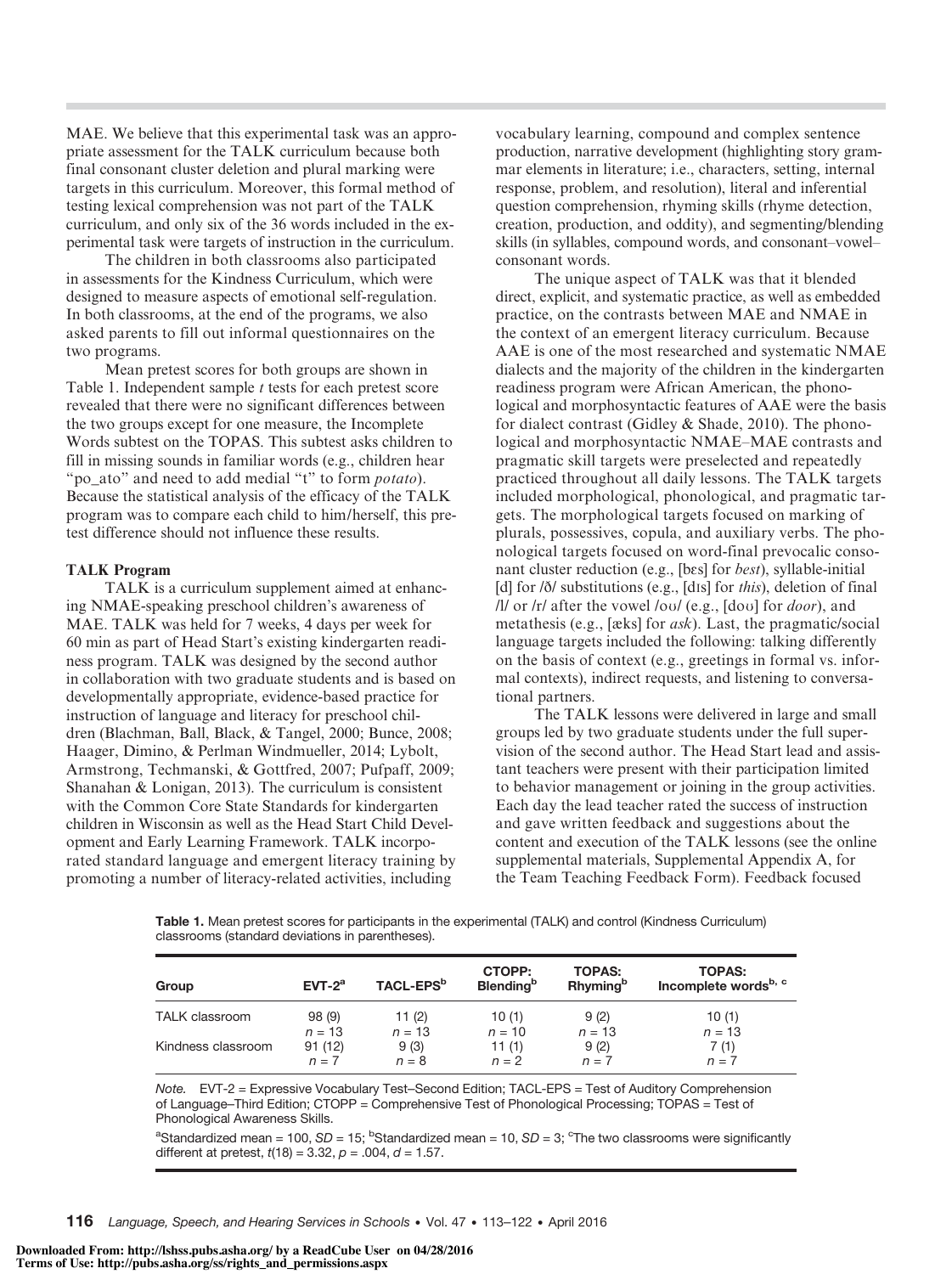MAE. We believe that this experimental task was an appropriate assessment for the TALK curriculum because both final consonant cluster deletion and plural marking were targets in this curriculum. Moreover, this formal method of testing lexical comprehension was not part of the TALK curriculum, and only six of the 36 words included in the experimental task were targets of instruction in the curriculum.

The children in both classrooms also participated in assessments for the Kindness Curriculum, which were designed to measure aspects of emotional self-regulation. In both classrooms, at the end of the programs, we also asked parents to fill out informal questionnaires on the two programs.

Mean pretest scores for both groups are shown in Table 1. Independent sample *t* tests for each pretest score revealed that there were no significant differences between the two groups except for one measure, the Incomplete Words subtest on the TOPAS. This subtest asks children to fill in missing sounds in familiar words (e.g., children hear "po_ato" and need to add medial "t" to form *potato*). Because the statistical analysis of the efficacy of the TALK program was to compare each child to him/herself, this pretest difference should not influence these results.

**TALK Program**

TALK is a curriculum supplement aimed at enhancing NMAE-speaking preschool children's awareness of MAE. TALK was held for 7 weeks, 4 days per week for 60 min as part of Head Start's existing kindergarten readiness program. TALK was designed by the second author in collaboration with two graduate students and is based on developmentally appropriate, evidence-based practice for instruction of language and literacy for preschool children (Blachman, Ball, Black, & Tangel, 2000; Bunce, 2008; Haager, Dimino, & Perlman Windmueller, 2014; Lybolt, Armstrong, Techmanski, & Gottfred, 2007; Pufpaff, 2009; Shanahan & Lonigan, 2013). The curriculum is consistent with the Common Core State Standards for kindergarten children in Wisconsin as well as the Head Start Child Development and Early Learning Framework. TALK incorporated standard language and emergent literacy training by promoting a number of literacy-related activities, including vocabulary learning, compound and complex sentence production, narrative development (highlighting story grammar elements in literature; i.e., characters, setting, internal response, problem, and resolution), literal and inferential question comprehension, rhyming skills (rhyme detection, creation, production, and oddity), and segmenting/blending skills (in syllables, compound words, and consonant–vowel–consonant words.

The unique aspect of TALK was that it blended direct, explicit, and systematic practice, as well as embedded practice, on the contrasts between MAE and NMAE in the context of an emergent literacy curriculum. Because AAE is one of the most researched and systematic NMAE dialects and the majority of the children in the kindergarten readiness program were African American, the phonological and morphosyntactic features of AAE were the basis for dialect contrast (Gidley & Shade, 2010). The phonological and morphosyntactic NMAE–MAE contrasts and pragmatic skill targets were preselected and repeatedly practiced throughout all daily lessons. The TALK targets included morphological, phonological, and pragmatic targets. The morphological targets focused on marking of plurals, possessives, copula, and auxiliary verbs. The phonological targets focused on word-final prevocalic consonant cluster reduction (e.g., [bɛs] for *best*), syllable-initial [d] for /ð/ substitutions (e.g., [dɪs] for *this*), deletion of final /l/ or /r/ after the vowel /oʊ/ (e.g., [doʊ] for *door*), and metathesis (e.g., [æks] for *ask*). Last, the pragmatic/social language targets included the following: talking differently on the basis of context (e.g., greetings in formal vs. informal contexts), indirect requests, and listening to conversational partners.

The TALK lessons were delivered in large and small groups led by two graduate students under the full supervision of the second author. The Head Start lead and assistant teachers were present with their participation limited to behavior management or joining in the group activities. Each day the lead teacher rated the success of instruction and gave written feedback and suggestions about the content and execution of the TALK lessons (see the online supplemental materials, Supplemental Appendix A, for the Team Teaching Feedback Form). Feedback focused

**Table 1.** Mean pretest scores for participants in the experimental (TALK) and control (Kindness Curriculum) classrooms (standard deviations in parentheses).

| Group | EVT-2[a] | TACL-EPS[b] | CTOPP: Blending[b] | TOPAS: Rhyming[b] | TOPAS: Incomplete words[b, c] |
|---|---|---|---|---|---|
| TALK classroom | 98 (9) $n = 13$ | 11 (2) $n = 13$ | 10 (1) $n = 10$ | 9 (2) $n = 13$ | 10 (1) $n = 13$ |
| Kindness classroom | 91 (12) $n = 7$ | 9 (3) $n = 8$ | 11 (1) $n = 2$ | 9 (2) $n = 7$ | 7 (1) $n = 7$ |

*Note.* EVT-2 = Expressive Vocabulary Test–Second Edition; TACL-EPS = Test of Auditory Comprehension of Language–Third Edition; CTOPP = Comprehensive Test of Phonological Processing; TOPAS = Test of Phonological Awareness Skills.

[a]Standardized mean = 100, $SD$ = 15; [b]Standardized mean = 10, $SD$ = 3; [c]The two classrooms were significantly different at pretest, $t(18) = 3.32$, $p = .004$, $d = 1.57$.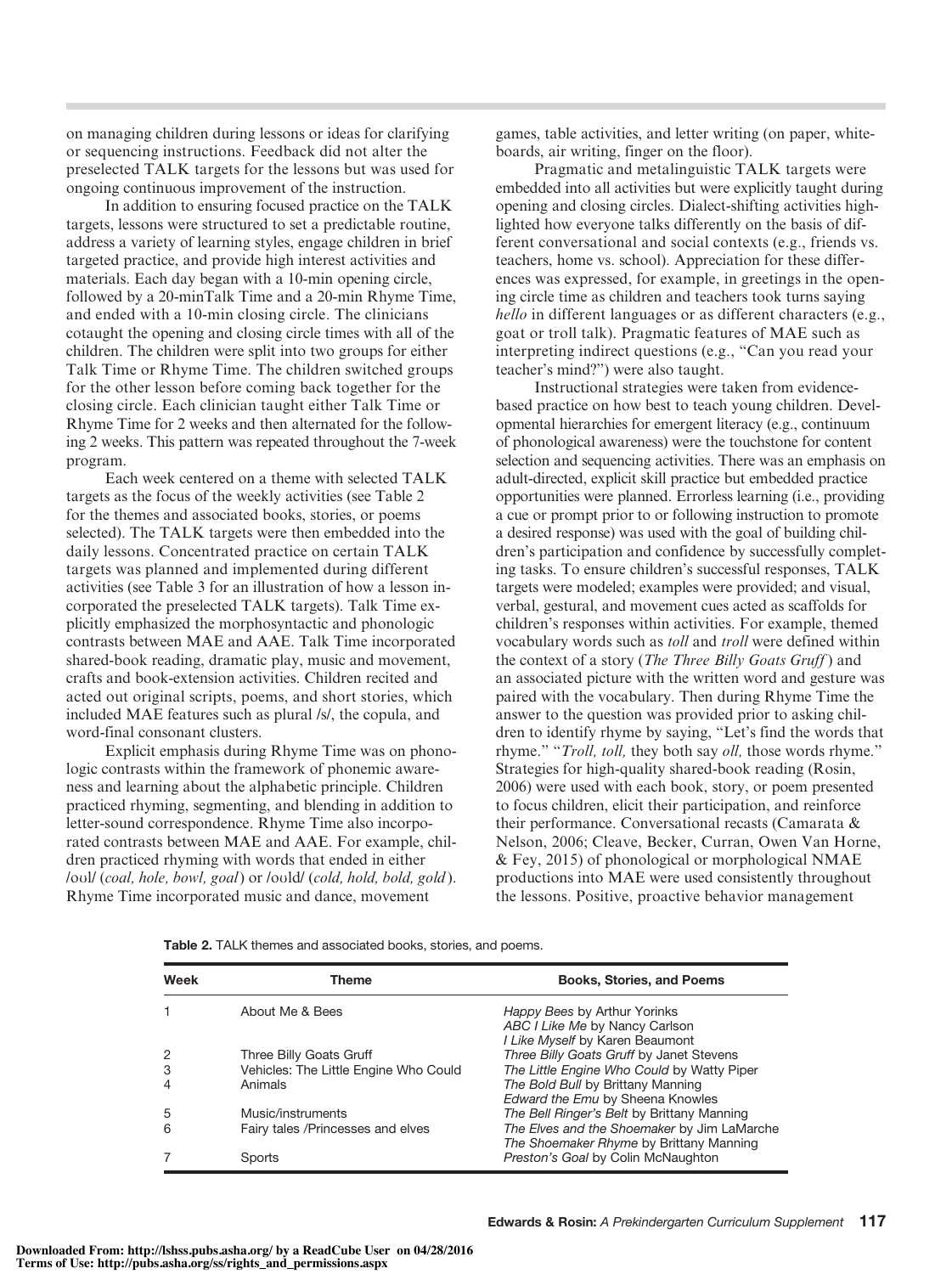on managing children during lessons or ideas for clarifying or sequencing instructions. Feedback did not alter the preselected TALK targets for the lessons but was used for ongoing continuous improvement of the instruction.

In addition to ensuring focused practice on the TALK targets, lessons were structured to set a predictable routine, address a variety of learning styles, engage children in brief targeted practice, and provide high interest activities and materials. Each day began with a 10-min opening circle, followed by a 20-minTalk Time and a 20-min Rhyme Time, and ended with a 10-min closing circle. The clinicians cotaught the opening and closing circle times with all of the children. The children were split into two groups for either Talk Time or Rhyme Time. The children switched groups for the other lesson before coming back together for the closing circle. Each clinician taught either Talk Time or Rhyme Time for 2 weeks and then alternated for the following 2 weeks. This pattern was repeated throughout the 7-week program.

Each week centered on a theme with selected TALK targets as the focus of the weekly activities (see Table 2 for the themes and associated books, stories, or poems selected). The TALK targets were then embedded into the daily lessons. Concentrated practice on certain TALK targets was planned and implemented during different activities (see Table 3 for an illustration of how a lesson incorporated the preselected TALK targets). Talk Time explicitly emphasized the morphosyntactic and phonologic contrasts between MAE and AAE. Talk Time incorporated shared-book reading, dramatic play, music and movement, crafts and book-extension activities. Children recited and acted out original scripts, poems, and short stories, which included MAE features such as plural /s/, the copula, and word-final consonant clusters.

Explicit emphasis during Rhyme Time was on phonologic contrasts within the framework of phonemic awareness and learning about the alphabetic principle. Children practiced rhyming, segmenting, and blending in addition to letter-sound correspondence. Rhyme Time also incorporated contrasts between MAE and AAE. For example, children practiced rhyming with words that ended in either /oʊl/ (*coal, hole, bowl, goal*) or /oʊld/ (*cold, hold, bold, gold*). Rhyme Time incorporated music and dance, movement games, table activities, and letter writing (on paper, whiteboards, air writing, finger on the floor).

Pragmatic and metalinguistic TALK targets were embedded into all activities but were explicitly taught during opening and closing circles. Dialect-shifting activities highlighted how everyone talks differently on the basis of different conversational and social contexts (e.g., friends vs. teachers, home vs. school). Appreciation for these differences was expressed, for example, in greetings in the opening circle time as children and teachers took turns saying *hello* in different languages or as different characters (e.g., goat or troll talk). Pragmatic features of MAE such as interpreting indirect questions (e.g., "Can you read your teacher's mind?") were also taught.

Instructional strategies were taken from evidence-based practice on how best to teach young children. Developmental hierarchies for emergent literacy (e.g., continuum of phonological awareness) were the touchstone for content selection and sequencing activities. There was an emphasis on adult-directed, explicit skill practice but embedded practice opportunities were planned. Errorless learning (i.e., providing a cue or prompt prior to or following instruction to promote a desired response) was used with the goal of building children's participation and confidence by successfully completing tasks. To ensure children's successful responses, TALK targets were modeled; examples were provided; and visual, verbal, gestural, and movement cues acted as scaffolds for children's responses within activities. For example, themed vocabulary words such as *toll* and *troll* were defined within the context of a story (*The Three Billy Goats Gruff*) and an associated picture with the written word and gesture was paired with the vocabulary. Then during Rhyme Time the answer to the question was provided prior to asking children to identify rhyme by saying, "Let's find the words that rhyme." "*Troll, toll,* they both say *oll,* those words rhyme." Strategies for high-quality shared-book reading (Rosin, 2006) were used with each book, story, or poem presented to focus children, elicit their participation, and reinforce their performance. Conversational recasts (Camarata & Nelson, 2006; Cleave, Becker, Curran, Owen Van Horne, & Fey, 2015) of phonological or morphological NMAE productions into MAE were used consistently throughout the lessons. Positive, proactive behavior management

**Table 2.** TALK themes and associated books, stories, and poems.

| Week | Theme | Books, Stories, and Poems |
|---|---|---|
| 1 | About Me & Bees | *Happy Bees* by Arthur Yorinks<br>*ABC I Like Me* by Nancy Carlson<br>*I Like Myself* by Karen Beaumont |
| 2 | Three Billy Goats Gruff | *Three Billy Goats Gruff* by Janet Stevens |
| 3 | Vehicles: The Little Engine Who Could | *The Little Engine Who Could* by Watty Piper |
| 4 | Animals | *The Bold Bull* by Brittany Manning<br>*Edward the Emu* by Sheena Knowles |
| 5 | Music/instruments | *The Bell Ringer's Belt* by Brittany Manning |
| 6 | Fairy tales /Princesses and elves | *The Elves and the Shoemaker* by Jim LaMarche<br>*The Shoemaker Rhyme* by Brittany Manning |
| 7 | Sports | *Preston's Goal* by Colin McNaughton |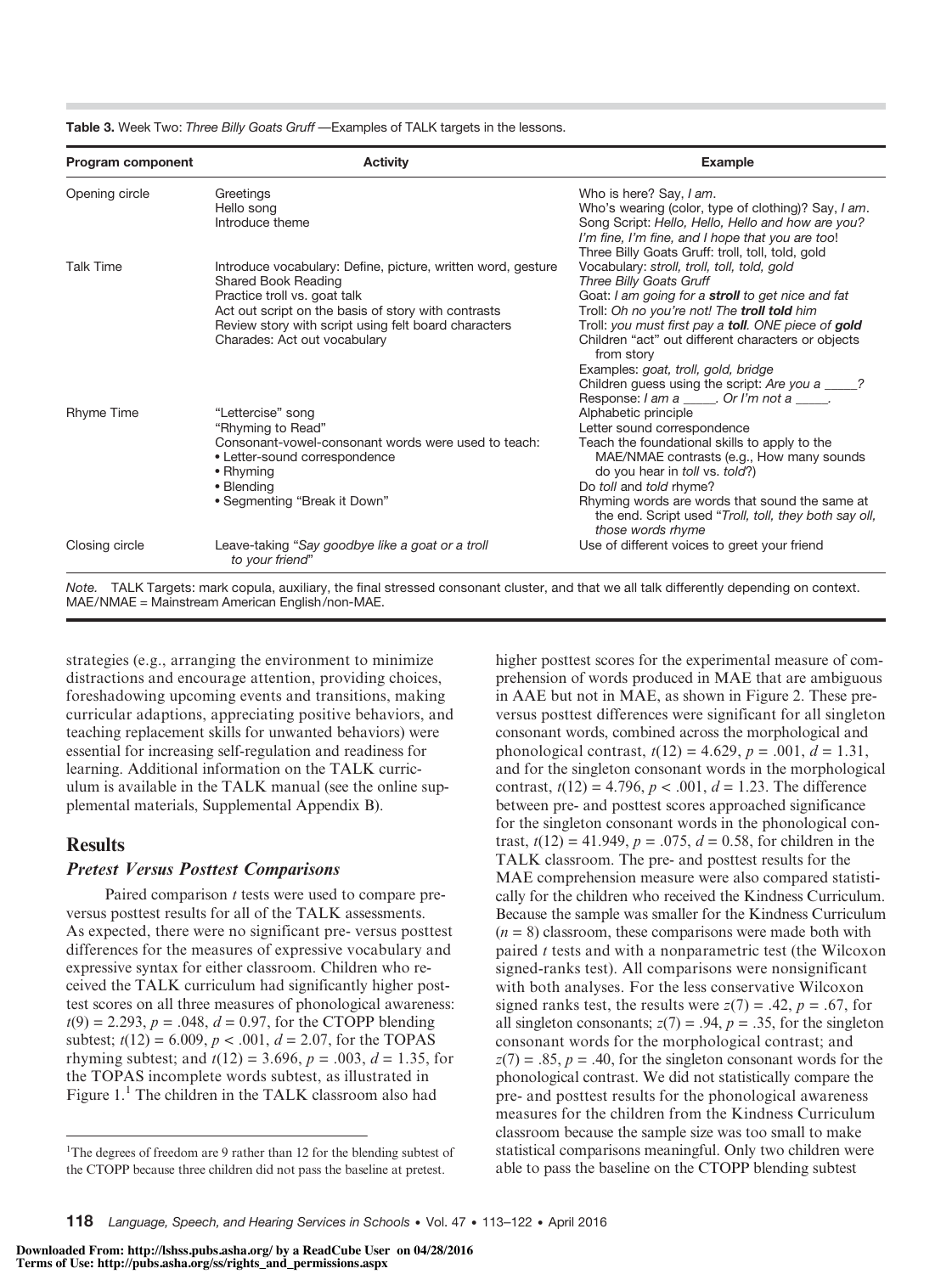**Table 3.** Week Two: *Three Billy Goats Gruff* —Examples of TALK targets in the lessons.

| Program component | Activity | Example |
|---|---|---|
| Opening circle | Greetings<br>Hello song<br>Introduce theme | Who is here? Say, *I am*.<br>Who's wearing (color, type of clothing)? Say, *I am*.<br>Song Script: *Hello, Hello, Hello and how are you? I'm fine, I'm fine, and I hope that you are too*!<br>Three Billy Goats Gruff: troll, toll, told, gold |
| Talk Time | Introduce vocabulary: Define, picture, written word, gesture<br>Shared Book Reading<br>Practice troll vs. goat talk<br>Act out script on the basis of story with contrasts<br>Review story with script using felt board characters<br>Charades: Act out vocabulary | Vocabulary: *stroll, troll, toll, told, gold*<br>*Three Billy Goats Gruff*<br>Goat: *I am going for a* ***stroll*** *to get nice and fat*<br>Troll: *Oh no you're not! The* ***troll told*** *him*<br>Troll: *you must first pay a* ***toll****. ONE piece of* ***gold***<br>Children "act" out different characters or objects from story<br>Examples: *goat, troll, gold, bridge*<br>Children guess using the script: *Are you a \_\_\_\_\_?*<br>Response: *I am a \_\_\_\_\_. Or I'm not a \_\_\_\_\_.* |
| Rhyme Time | "Lettercise" song<br>"Rhyming to Read"<br>Consonant-vowel-consonant words were used to teach:<br>• Letter-sound correspondence<br>• Rhyming<br>• Blending<br>• Segmenting "Break it Down" | Alphabetic principle<br>Letter sound correspondence<br>Teach the foundational skills to apply to the MAE/NMAE contrasts (e.g., How many sounds do you hear in *toll* vs. *told*?)<br>Do *toll* and *told* rhyme?<br>Rhyming words are words that sound the same at the end. Script used "*Troll, toll, they both say oll, those words rhyme* |
| Closing circle | Leave-taking "*Say goodbye like a goat or a troll to your friend*" | Use of different voices to greet your friend |

*Note.* TALK Targets: mark copula, auxiliary, the final stressed consonant cluster, and that we all talk differently depending on context. MAE/NMAE = Mainstream American English/non-MAE.

strategies (e.g., arranging the environment to minimize distractions and encourage attention, providing choices, foreshadowing upcoming events and transitions, making curricular adaptions, appreciating positive behaviors, and teaching replacement skills for unwanted behaviors) were essential for increasing self-regulation and readiness for learning. Additional information on the TALK curriculum is available in the TALK manual (see the online supplemental materials, Supplemental Appendix B).

## Results

### *Pretest Versus Posttest Comparisons*

Paired comparison *t* tests were used to compare pre- versus posttest results for all of the TALK assessments. As expected, there were no significant pre- versus posttest differences for the measures of expressive vocabulary and expressive syntax for either classroom. Children who received the TALK curriculum had significantly higher posttest scores on all three measures of phonological awareness: $t(9) = 2.293$, $p = .048$, $d = 0.97$, for the CTOPP blending subtest; $t(12) = 6.009$, $p < .001$, $d = 2.07$, for the TOPAS rhyming subtest; and $t(12) = 3.696$, $p = .003$, $d = 1.35$, for the TOPAS incomplete words subtest, as illustrated in Figure 1.[1] The children in the TALK classroom also had higher posttest scores for the experimental measure of comprehension of words produced in MAE that are ambiguous in AAE but not in MAE, as shown in Figure 2. These pre- versus posttest differences were significant for all singleton consonant words, combined across the morphological and phonological contrast, $t(12) = 4.629$, $p = .001$, $d = 1.31$, and for the singleton consonant words in the morphological contrast, $t(12) = 4.796$, $p < .001$, $d = 1.23$. The difference between pre- and posttest scores approached significance for the singleton consonant words in the phonological contrast, $t(12) = 41.949$, $p = .075$, $d = 0.58$, for children in the TALK classroom. The pre- and posttest results for the MAE comprehension measure were also compared statistically for the children who received the Kindness Curriculum. Because the sample was smaller for the Kindness Curriculum ($n = 8$) classroom, these comparisons were made both with paired *t* tests and with a nonparametric test (the Wilcoxon signed-ranks test). All comparisons were nonsignificant with both analyses. For the less conservative Wilcoxon signed ranks test, the results were $z(7) = .42$, $p = .67$, for all singleton consonants; $z(7) = .94$, $p = .35$, for the singleton consonant words for the morphological contrast; and $z(7) = .85$, $p = .40$, for the singleton consonant words for the phonological contrast. We did not statistically compare the pre- and posttest results for the phonological awareness measures for the children from the Kindness Curriculum classroom because the sample size was too small to make statistical comparisons meaningful. Only two children were able to pass the baseline on the CTOPP blending subtest

[1]The degrees of freedom are 9 rather than 12 for the blending subtest of the CTOPP because three children did not pass the baseline at pretest.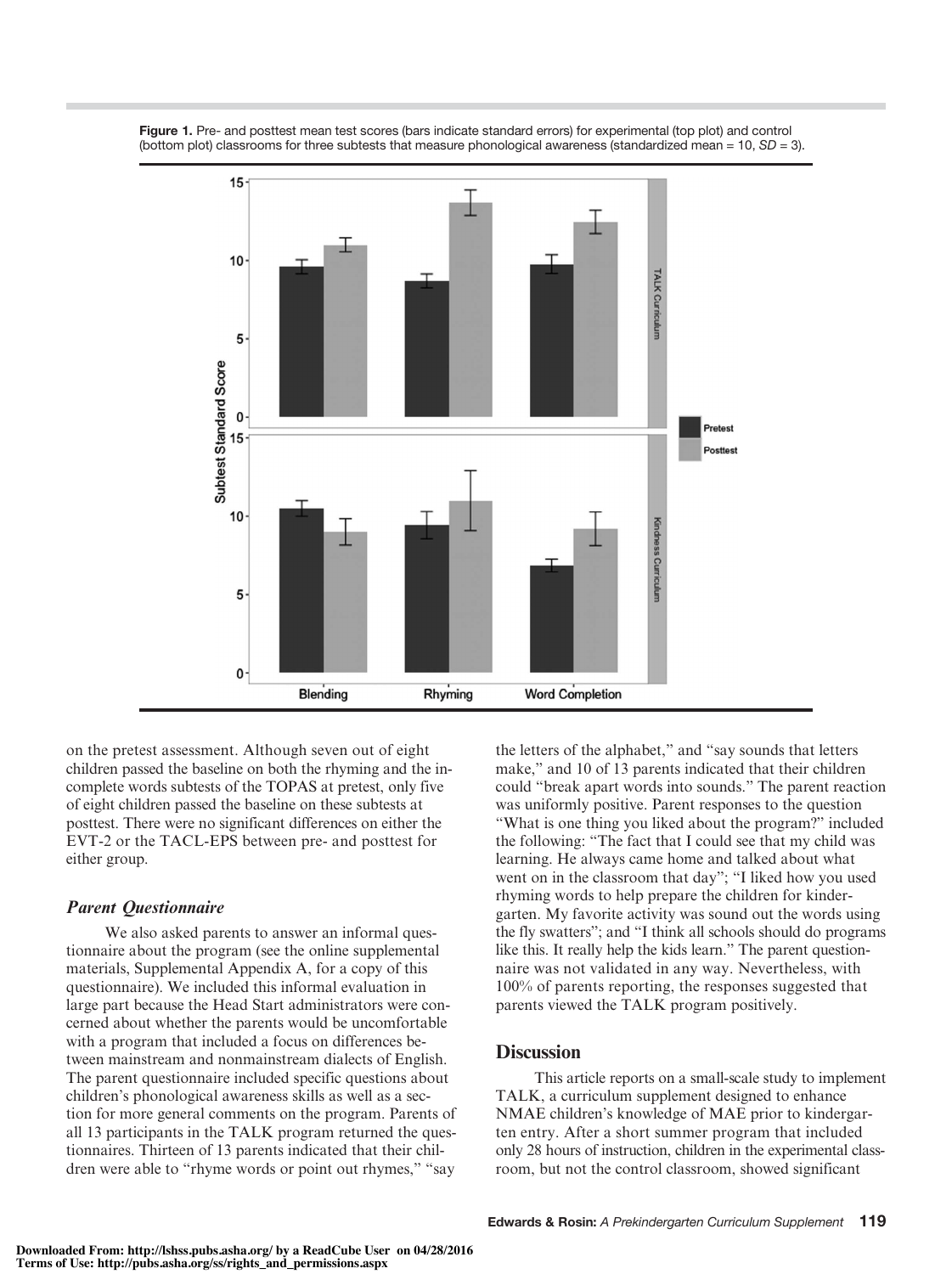Figure 1. Pre- and posttest mean test scores (bars indicate standard errors) for experimental (top plot) and control (bottom plot) classrooms for three subtests that measure phonological awareness (standardized mean = 10, $SD$ = 3).

on the pretest assessment. Although seven out of eight children passed the baseline on both the rhyming and the incomplete words subtests of the TOPAS at pretest, only five of eight children passed the baseline on these subtests at posttest. There were no significant differences on either the EVT-2 or the TACL-EPS between pre- and posttest for either group.

### *Parent Questionnaire*

We also asked parents to answer an informal questionnaire about the program (see the online supplemental materials, Supplemental Appendix A, for a copy of this questionnaire). We included this informal evaluation in large part because the Head Start administrators were concerned about whether the parents would be uncomfortable with a program that included a focus on differences between mainstream and nonmainstream dialects of English. The parent questionnaire included specific questions about children's phonological awareness skills as well as a section for more general comments on the program. Parents of all 13 participants in the TALK program returned the questionnaires. Thirteen of 13 parents indicated that their children were able to "rhyme words or point out rhymes," "say the letters of the alphabet," and "say sounds that letters make," and 10 of 13 parents indicated that their children could "break apart words into sounds." The parent reaction was uniformly positive. Parent responses to the question "What is one thing you liked about the program?" included the following: "The fact that I could see that my child was learning. He always came home and talked about what went on in the classroom that day"; "I liked how you used rhyming words to help prepare the children for kindergarten. My favorite activity was sound out the words using the fly swatters"; and "I think all schools should do programs like this. It really help the kids learn." The parent questionnaire was not validated in any way. Nevertheless, with 100% of parents reporting, the responses suggested that parents viewed the TALK program positively.

## Discussion

This article reports on a small-scale study to implement TALK, a curriculum supplement designed to enhance NMAE children's knowledge of MAE prior to kindergarten entry. After a short summer program that included only 28 hours of instruction, children in the experimental classroom, but not the control classroom, showed significant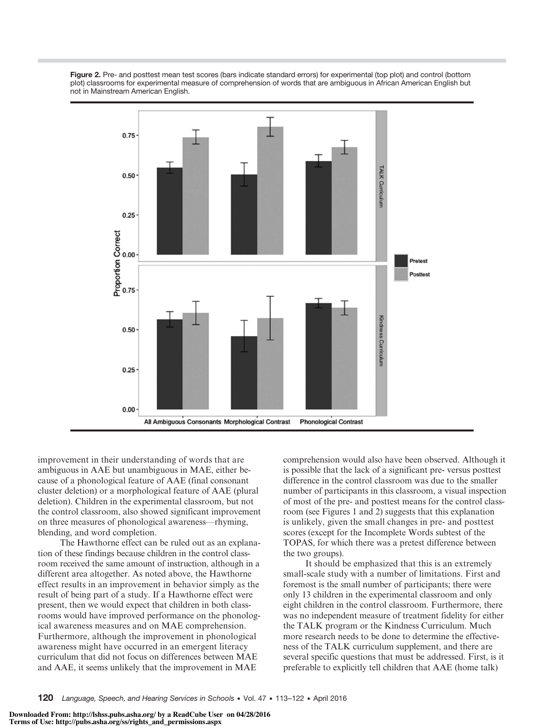**Figure 2.** Pre- and posttest mean test scores (bars indicate standard errors) for experimental (top plot) and control (bottom plot) classrooms for experimental measure of comprehension of words that are ambiguous in African American English but not in Mainstream American English.

Proportion Correct

0.75
0.50
0.25
0.00

TALK Curriculum
Kindness Curriculum

All Ambiguous Consonants
Morphological Contrast
Phonological Contrast

Pretest
Posttest

improvement in their understanding of words that are ambiguous in AAE but unambiguous in MAE, either because of a phonological feature of AAE (final consonant cluster deletion) or a morphological feature of AAE (plural deletion). Children in the experimental classroom, but not the control classroom, also showed significant improvement on three measures of phonological awareness—rhyming, blending, and word completion.

The Hawthorne effect can be ruled out as an explanation of these findings because children in the control classroom received the same amount of instruction, although in a different area altogether. As noted above, the Hawthorne effect results in an improvement in behavior simply as the result of being part of a study. If a Hawthorne effect were present, then we would expect that children in both classrooms would have improved performance on the phonological awareness measures and on MAE comprehension. Furthermore, although the improvement in phonological awareness might have occurred in an emergent literacy curriculum that did not focus on differences between MAE and AAE, it seems unlikely that the improvement in MAE comprehension would also have been observed. Although it is possible that the lack of a significant pre- versus posttest difference in the control classroom was due to the smaller number of participants in this classroom, a visual inspection of most of the pre- and posttest means for the control classroom (see Figures 1 and 2) suggests that this explanation is unlikely, given the small changes in pre- and posttest scores (except for the Incomplete Words subtest of the TOPAS, for which there was a pretest difference between the two groups).

It should be emphasized that this is an extremely small-scale study with a number of limitations. First and foremost is the small number of participants; there were only 13 children in the experimental classroom and only eight children in the control classroom. Furthermore, there was no independent measure of treatment fidelity for either the TALK program or the Kindness Curriculum. Much more research needs to be done to determine the effectiveness of the TALK curriculum supplement, and there are several specific questions that must be addressed. First, is it preferable to explicitly tell children that AAE (home talk)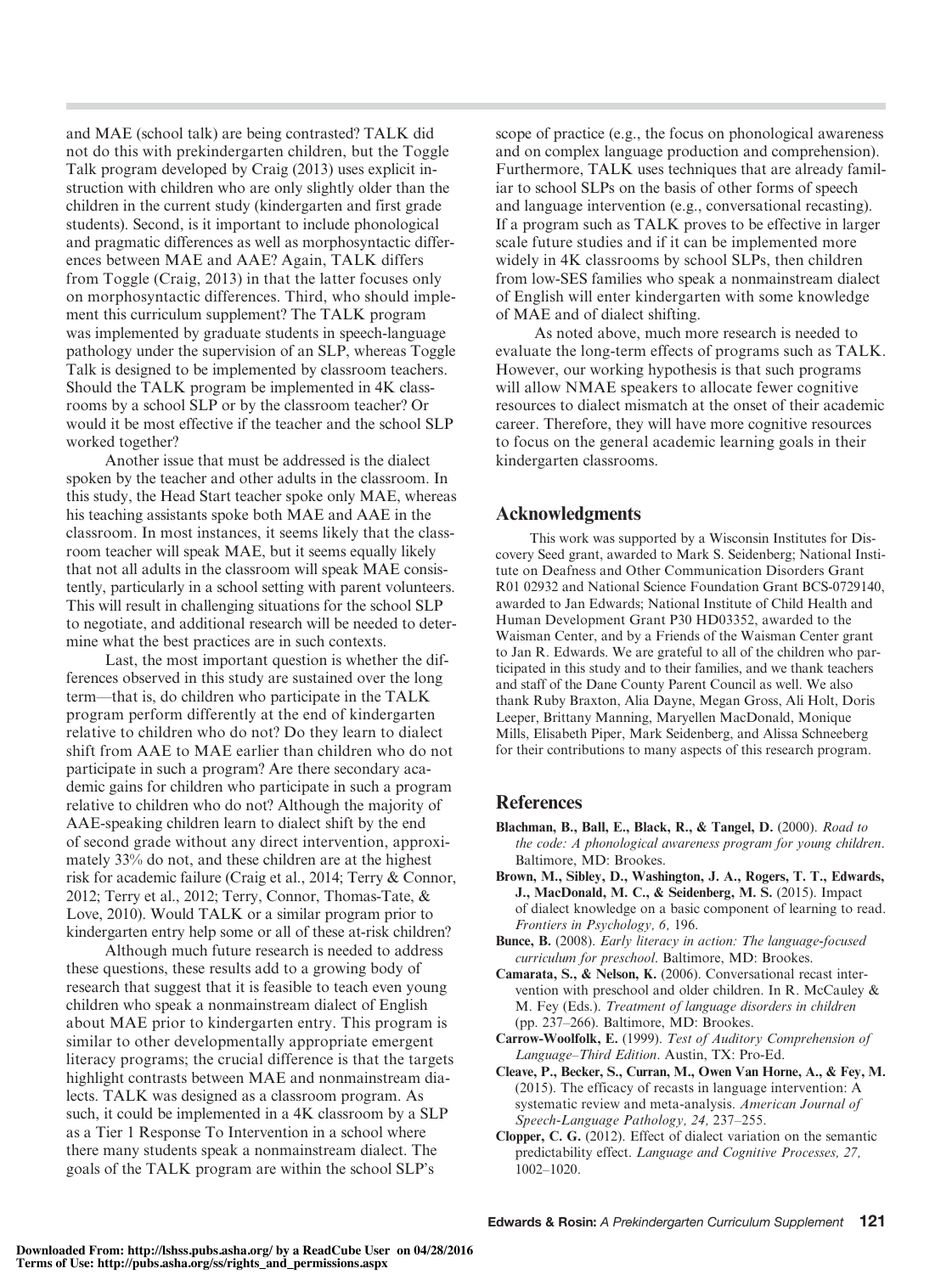and MAE (school talk) are being contrasted? TALK did not do this with prekindergarten children, but the Toggle Talk program developed by Craig (2013) uses explicit instruction with children who are only slightly older than the children in the current study (kindergarten and first grade students). Second, is it important to include phonological and pragmatic differences as well as morphosyntactic differences between MAE and AAE? Again, TALK differs from Toggle (Craig, 2013) in that the latter focuses only on morphosyntactic differences. Third, who should implement this curriculum supplement? The TALK program was implemented by graduate students in speech-language pathology under the supervision of an SLP, whereas Toggle Talk is designed to be implemented by classroom teachers. Should the TALK program be implemented in 4K classrooms by a school SLP or by the classroom teacher? Or would it be most effective if the teacher and the school SLP worked together?

Another issue that must be addressed is the dialect spoken by the teacher and other adults in the classroom. In this study, the Head Start teacher spoke only MAE, whereas his teaching assistants spoke both MAE and AAE in the classroom. In most instances, it seems likely that the classroom teacher will speak MAE, but it seems equally likely that not all adults in the classroom will speak MAE consistently, particularly in a school setting with parent volunteers. This will result in challenging situations for the school SLP to negotiate, and additional research will be needed to determine what the best practices are in such contexts.

Last, the most important question is whether the differences observed in this study are sustained over the long term—that is, do children who participate in the TALK program perform differently at the end of kindergarten relative to children who do not? Do they learn to dialect shift from AAE to MAE earlier than children who do not participate in such a program? Are there secondary academic gains for children who participate in such a program relative to children who do not? Although the majority of AAE-speaking children learn to dialect shift by the end of second grade without any direct intervention, approximately 33% do not, and these children are at the highest risk for academic failure (Craig et al., 2014; Terry & Connor, 2012; Terry et al., 2012; Terry, Connor, Thomas-Tate, & Love, 2010). Would TALK or a similar program prior to kindergarten entry help some or all of these at-risk children?

Although much future research is needed to address these questions, these results add to a growing body of research that suggest that it is feasible to teach even young children who speak a nonmainstream dialect of English about MAE prior to kindergarten entry. This program is similar to other developmentally appropriate emergent literacy programs; the crucial difference is that the targets highlight contrasts between MAE and nonmainstream dialects. TALK was designed as a classroom program. As such, it could be implemented in a 4K classroom by a SLP as a Tier 1 Response To Intervention in a school where there many students speak a nonmainstream dialect. The goals of the TALK program are within the school SLP's scope of practice (e.g., the focus on phonological awareness and on complex language production and comprehension). Furthermore, TALK uses techniques that are already familiar to school SLPs on the basis of other forms of speech and language intervention (e.g., conversational recasting). If a program such as TALK proves to be effective in larger scale future studies and if it can be implemented more widely in 4K classrooms by school SLPs, then children from low-SES families who speak a nonmainstream dialect of English will enter kindergarten with some knowledge of MAE and of dialect shifting.

As noted above, much more research is needed to evaluate the long-term effects of programs such as TALK. However, our working hypothesis is that such programs will allow NMAE speakers to allocate fewer cognitive resources to dialect mismatch at the onset of their academic career. Therefore, they will have more cognitive resources to focus on the general academic learning goals in their kindergarten classrooms.

## Acknowledgments

This work was supported by a Wisconsin Institutes for Discovery Seed grant, awarded to Mark S. Seidenberg; National Institute on Deafness and Other Communication Disorders Grant R01 02932 and National Science Foundation Grant BCS-0729140, awarded to Jan Edwards; National Institute of Child Health and Human Development Grant P30 HD03352, awarded to the Waisman Center, and by a Friends of the Waisman Center grant to Jan R. Edwards. We are grateful to all of the children who participated in this study and to their families, and we thank teachers and staff of the Dane County Parent Council as well. We also thank Ruby Braxton, Alia Dayne, Megan Gross, Ali Holt, Doris Leeper, Brittany Manning, Maryellen MacDonald, Monique Mills, Elisabeth Piper, Mark Seidenberg, and Alissa Schneeberg for their contributions to many aspects of this research program.

## References

**Blachman, B., Ball, E., Black, R., & Tangel, D.** (2000). *Road to the code: A phonological awareness program for young children*. Baltimore, MD: Brookes.

**Brown, M., Sibley, D., Washington, J. A., Rogers, T. T., Edwards, J., MacDonald, M. C., & Seidenberg, M. S.** (2015). Impact of dialect knowledge on a basic component of learning to read. *Frontiers in Psychology, 6,* 196.

**Bunce, B.** (2008). *Early literacy in action: The language-focused curriculum for preschool*. Baltimore, MD: Brookes.

**Camarata, S., & Nelson, K.** (2006). Conversational recast intervention with preschool and older children. In R. McCauley & M. Fey (Eds.). *Treatment of language disorders in children* (pp. 237–266). Baltimore, MD: Brookes.

**Carrow-Woolfolk, E.** (1999). *Test of Auditory Comprehension of Language–Third Edition*. Austin, TX: Pro-Ed.

**Cleave, P., Becker, S., Curran, M., Owen Van Horne, A., & Fey, M.** (2015). The efficacy of recasts in language intervention: A systematic review and meta-analysis. *American Journal of Speech-Language Pathology, 24,* 237–255.

**Clopper, C. G.** (2012). Effect of dialect variation on the semantic predictability effect. *Language and Cognitive Processes, 27,* 1002–1020.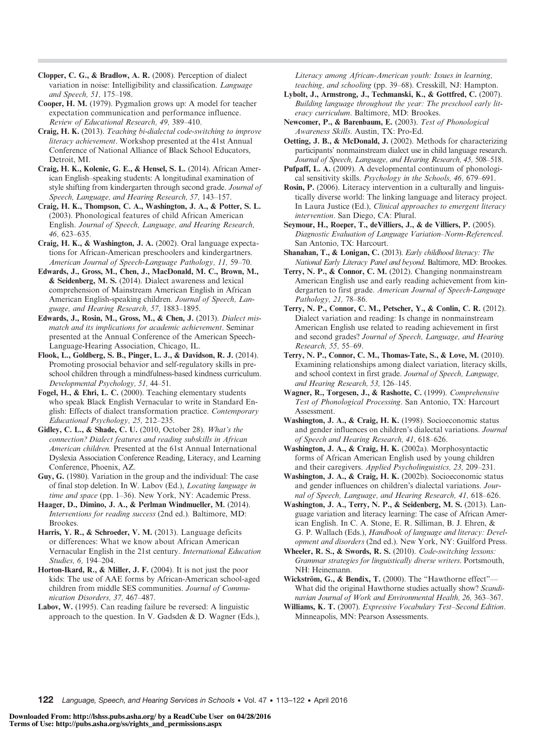**Clopper, C. G., & Bradlow, A. R.** (2008). Perception of dialect variation in noise: Intelligibility and classification. *Language and Speech, 51,* 175–198.

**Cooper, H. M.** (1979). Pygmalion grows up: A model for teacher expectation communication and performance influence. *Review of Educational Research, 49,* 389–410.

**Craig, H. K.** (2013). *Teaching bi-dialectal code-switching to improve literacy achievement*. Workshop presented at the 41st Annual Conference of National Alliance of Black School Educators, Detroit, MI.

**Craig, H. K., Kolenic, G. E., & Hensel, S. L.** (2014). African American English–speaking students: A longitudinal examination of style shifting from kindergarten through second grade. *Journal of Speech, Language, and Hearing Research, 57,* 143–157.

**Craig, H. K., Thompson, C. A., Washington, J. A., & Potter, S. L.** (2003). Phonological features of child African American English. *Journal of Speech, Language, and Hearing Research, 46,* 623–635.

**Craig, H. K., & Washington, J. A.** (2002). Oral language expectations for African-American preschoolers and kindergartners. *American Journal of Speech-Language Pathology, 11,* 59–70.

**Edwards, J., Gross, M., Chen, J., MacDonald, M. C., Brown, M., & Seidenberg, M. S.** (2014). Dialect awareness and lexical comprehension of Mainstream American English in African American English-speaking children. *Journal of Speech, Language, and Hearing Research, 57,* 1883–1895.

**Edwards, J., Rosin, M., Gross, M., & Chen, J.** (2013). *Dialect mismatch and its implications for academic achievement*. Seminar presented at the Annual Conference of the American Speech-Language-Hearing Association, Chicago, IL.

**Flook, L., Goldberg, S. B., Pinger, L. J., & Davidson, R. J.** (2014). Promoting prosocial behavior and self-regulatory skills in preschool children through a mindfulness-based kindness curriculum. *Developmental Psychology, 51,* 44–51.

**Fogel, H., & Ehri, L. C.** (2000). Teaching elementary students who speak Black English Vernacular to write in Standard English: Effects of dialect transformation practice. *Contemporary Educational Psychology, 25,* 212–235.

**Gidley, C. L., & Shade, C. U.** (2010, October 28). *What's the connection? Dialect features and reading subskills in African American children.* Presented at the 61st Annual International Dyslexia Association Conference Reading, Literacy, and Learning Conference, Phoenix, AZ.

**Guy, G.** (1980). Variation in the group and the individual: The case of final stop deletion. In W. Labov (Ed.), *Locating language in time and space* (pp. 1–36). New York, NY: Academic Press.

**Haager, D., Dimino, J. A., & Perlman Windmueller, M.** (2014). *Interventions for reading success* (2nd ed.). Baltimore, MD: Brookes.

**Harris, Y. R., & Schroeder, V. M.** (2013). Language deficits or differences: What we know about African American Vernacular English in the 21st century. *International Education Studies, 6,* 194–204.

**Horton-Ikard, R., & Miller, J. F.** (2004). It is not just the poor kids: The use of AAE forms by African-American school-aged children from middle SES communities. *Journal of Communication Disorders, 37,* 467–487.

**Labov, W.** (1995). Can reading failure be reversed: A linguistic approach to the question. In V. Gadsden & D. Wagner (Eds.), *Literacy among African-American youth: Issues in learning, teaching, and schooling* (pp. 39–68). Cresskill, NJ: Hampton.

**Lybolt, J., Armstrong, J., Techmanski, K., & Gottfred, C.** (2007). *Building language throughout the year: The preschool early literacy curriculum*. Baltimore, MD: Brookes.

**Newcomer, P., & Barenbaum, E.** (2003). *Test of Phonological Awareness Skills*. Austin, TX: Pro-Ed.

**Oetting, J. B., & McDonald, J.** (2002). Methods for characterizing participants' nonmainstream dialect use in child language research. *Journal of Speech, Language, and Hearing Research, 45,* 508–518.

**Pufpaff, L. A.** (2009). A developmental continuum of phonological sensitivity skills. *Psychology in the Schools, 46,* 679–691.

**Rosin, P.** (2006). Literacy intervention in a culturally and linguistically diverse world: The linking language and literacy project. In Laura Justice (Ed.), *Clinical approaches to emergent literacy intervention*. San Diego, CA: Plural.

**Seymour, H., Roeper, T., deVilliers, J., & de Villiers, P.** (2005). *Diagnostic Evaluation of Language Variation–Norm-Referenced*. San Antonio, TX: Harcourt.

**Shanahan, T., & Lonigan, C.** (2013). *Early childhood literacy: The National Early Literacy Panel and beyond*. Baltimore, MD: Brookes.

**Terry, N. P., & Connor, C. M.** (2012). Changing nonmainstream American English use and early reading achievement from kindergarten to first grade. *American Journal of Speech-Language Pathology, 21,* 78–86.

**Terry, N. P., Connor, C. M., Petscher, Y., & Conlin, C. R.** (2012). Dialect variation and reading: Is change in nonmainstream American English use related to reading achievement in first and second grades? *Journal of Speech, Language, and Hearing Research, 55,* 55–69.

**Terry, N. P., Connor, C. M., Thomas-Tate, S., & Love, M.** (2010). Examining relationships among dialect variation, literacy skills, and school context in first grade. *Journal of Speech, Language, and Hearing Research, 53,* 126–145.

**Wagner, R., Torgesen, J., & Rashotte, C.** (1999). *Comprehensive Test of Phonological Processing*. San Antonio, TX: Harcourt Assessment.

**Washington, J. A., & Craig, H. K.** (1998). Socioeconomic status and gender influences on children's dialectal variations. *Journal of Speech and Hearing Research, 41,* 618–626.

**Washington, J. A., & Craig, H. K.** (2002a). Morphosyntactic forms of African American English used by young children and their caregivers. *Applied Psycholinguistics, 23,* 209–231.

**Washington, J. A., & Craig, H. K.** (2002b). Socioeconomic status and gender influences on children's dialectal variations. *Journal of Speech, Language, and Hearing Research, 41,* 618–626.

**Washington, J. A., Terry, N. P., & Seidenberg, M. S.** (2013). Language variation and literacy learning: The case of African American English. In C. A. Stone, E. R. Silliman, B. J. Ehren, & G. P. Wallach (Eds.), *Handbook of language and literacy: Development and disorders* (2nd ed.). New York, NY: Guilford Press.

**Wheeler, R. S., & Swords, R. S.** (2010). *Code-switching lessons: Grammar strategies for linguistically diverse writers*. Portsmouth, NH: Heinemann.

**Wickström, G., & Bendix, T.** (2000). The "Hawthorne effect"—What did the original Hawthorne studies actually show? *Scandinavian Journal of Work and Environmental Health, 26,* 363–367.

**Williams, K. T.** (2007). *Expressive Vocabulary Test–Second Edition*. Minneapolis, MN: Pearson Assessments.